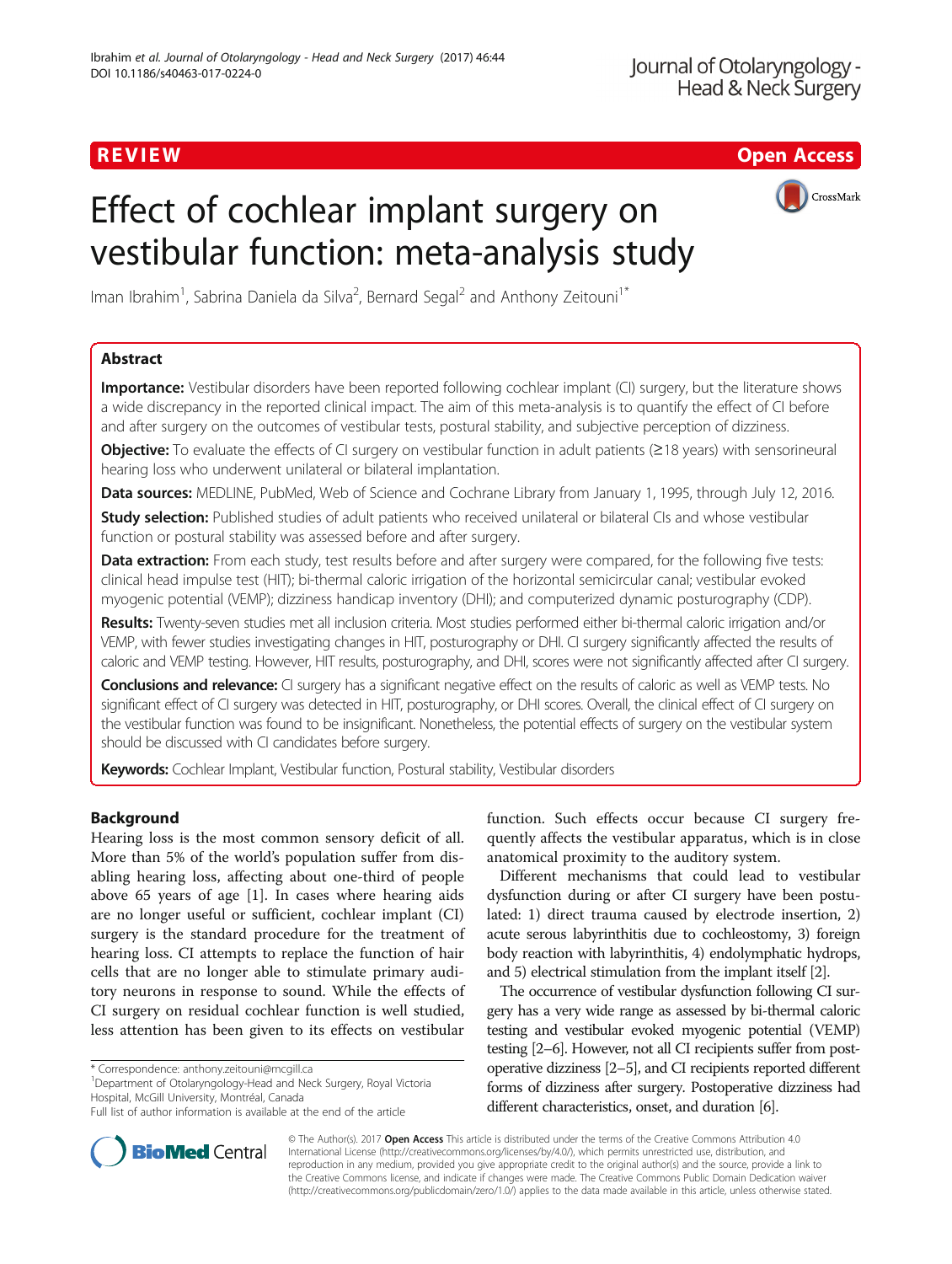REVIEW Open Access

# Effect of cochlear implant surgery on vestibular function: meta-analysis study

Iman Ibrahim[1], Sabrina Daniela da Silva[2], Bernard Segal[2] and Anthony Zeitouni[1*]

## Abstract

**Importance:** Vestibular disorders have been reported following cochlear implant (CI) surgery, but the literature shows a wide discrepancy in the reported clinical impact. The aim of this meta-analysis is to quantify the effect of CI before and after surgery on the outcomes of vestibular tests, postural stability, and subjective perception of dizziness.

**Objective:** To evaluate the effects of CI surgery on vestibular function in adult patients (≥18 years) with sensorineural hearing loss who underwent unilateral or bilateral implantation.

**Data sources:** MEDLINE, PubMed, Web of Science and Cochrane Library from January 1, 1995, through July 12, 2016.

**Study selection:** Published studies of adult patients who received unilateral or bilateral CIs and whose vestibular function or postural stability was assessed before and after surgery.

**Data extraction:** From each study, test results before and after surgery were compared, for the following five tests: clinical head impulse test (HIT); bi-thermal caloric irrigation of the horizontal semicircular canal; vestibular evoked myogenic potential (VEMP); dizziness handicap inventory (DHI); and computerized dynamic posturography (CDP).

**Results:** Twenty-seven studies met all inclusion criteria. Most studies performed either bi-thermal caloric irrigation and/or VEMP, with fewer studies investigating changes in HIT, posturography or DHI. CI surgery significantly affected the results of caloric and VEMP testing. However, HIT results, posturography, and DHI, scores were not significantly affected after CI surgery.

**Conclusions and relevance:** CI surgery has a significant negative effect on the results of caloric as well as VEMP tests. No significant effect of CI surgery was detected in HIT, posturography, or DHI scores. Overall, the clinical effect of CI surgery on the vestibular function was found to be insignificant. Nonetheless, the potential effects of surgery on the vestibular system should be discussed with CI candidates before surgery.

**Keywords:** Cochlear Implant, Vestibular function, Postural stability, Vestibular disorders

## Background

Hearing loss is the most common sensory deficit of all. More than 5% of the world's population suffer from disabling hearing loss, affecting about one-third of people above 65 years of age [1]. In cases where hearing aids are no longer useful or sufficient, cochlear implant (CI) surgery is the standard procedure for the treatment of hearing loss. CI attempts to replace the function of hair cells that are no longer able to stimulate primary auditory neurons in response to sound. While the effects of CI surgery on residual cochlear function is well studied, less attention has been given to its effects on vestibular function. Such effects occur because CI surgery frequently affects the vestibular apparatus, which is in close anatomical proximity to the auditory system.

Different mechanisms that could lead to vestibular dysfunction during or after CI surgery have been postulated: 1) direct trauma caused by electrode insertion, 2) acute serous labyrinthitis due to cochleostomy, 3) foreign body reaction with labyrinthitis, 4) endolymphatic hydrops, and 5) electrical stimulation from the implant itself [2].

The occurrence of vestibular dysfunction following CI surgery has a very wide range as assessed by bi-thermal caloric testing and vestibular evoked myogenic potential (VEMP) testing [2–6]. However, not all CI recipients suffer from postoperative dizziness [2–5], and CI recipients reported different forms of dizziness after surgery. Postoperative dizziness had different characteristics, onset, and duration [6].

* Correspondence: anthony.zeitouni@mcgill.ca
[1]Department of Otolaryngology-Head and Neck Surgery, Royal Victoria Hospital, McGill University, Montréal, Canada
Full list of author information is available at the end of the article

© The Author(s). 2017 **Open Access** This article is distributed under the terms of the Creative Commons Attribution 4.0 International License (http://creativecommons.org/licenses/by/4.0/), which permits unrestricted use, distribution, and reproduction in any medium, provided you give appropriate credit to the original author(s) and the source, provide a link to the Creative Commons license, and indicate if changes were made. The Creative Commons Public Domain Dedication waiver (http://creativecommons.org/publicdomain/zero/1.0/) applies to the data made available in this article, unless otherwise stated.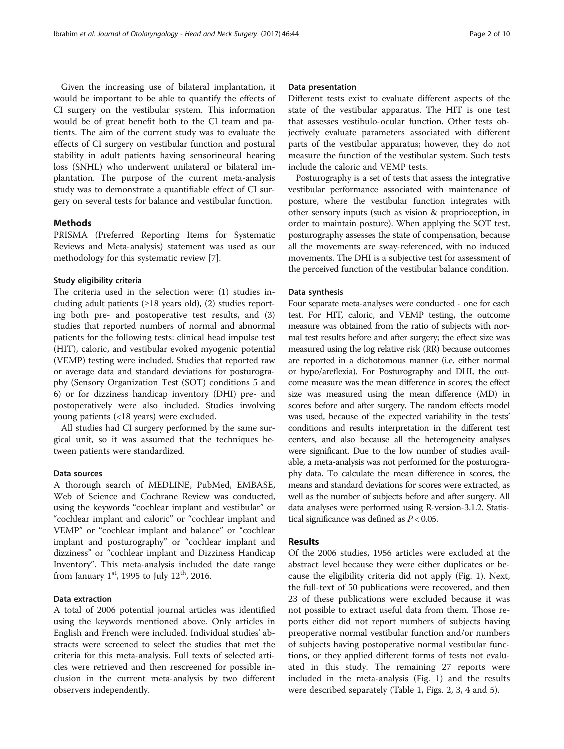Given the increasing use of bilateral implantation, it would be important to be able to quantify the effects of CI surgery on the vestibular system. This information would be of great benefit both to the CI team and patients. The aim of the current study was to evaluate the effects of CI surgery on vestibular function and postural stability in adult patients having sensorineural hearing loss (SNHL) who underwent unilateral or bilateral implantation. The purpose of the current meta-analysis study was to demonstrate a quantifiable effect of CI surgery on several tests for balance and vestibular function.

## Methods

PRISMA (Preferred Reporting Items for Systematic Reviews and Meta-analysis) statement was used as our methodology for this systematic review [7].

### Study eligibility criteria

The criteria used in the selection were: (1) studies including adult patients (≥18 years old), (2) studies reporting both pre- and postoperative test results, and (3) studies that reported numbers of normal and abnormal patients for the following tests: clinical head impulse test (HIT), caloric, and vestibular evoked myogenic potential (VEMP) testing were included. Studies that reported raw or average data and standard deviations for posturography (Sensory Organization Test (SOT) conditions 5 and 6) or for dizziness handicap inventory (DHI) pre- and postoperatively were also included. Studies involving young patients (<18 years) were excluded.

All studies had CI surgery performed by the same surgical unit, so it was assumed that the techniques between patients were standardized.

### Data sources

A thorough search of MEDLINE, PubMed, EMBASE, Web of Science and Cochrane Review was conducted, using the keywords "cochlear implant and vestibular" or "cochlear implant and caloric" or "cochlear implant and VEMP" or "cochlear implant and balance" or "cochlear implant and posturography" or "cochlear implant and dizziness" or "cochlear implant and Dizziness Handicap Inventory". This meta-analysis included the date range from January 1st, 1995 to July 12th, 2016.

### Data extraction

A total of 2006 potential journal articles was identified using the keywords mentioned above. Only articles in English and French were included. Individual studies' abstracts were screened to select the studies that met the criteria for this meta-analysis. Full texts of selected articles were retrieved and then rescreened for possible inclusion in the current meta-analysis by two different observers independently.

### Data presentation

Different tests exist to evaluate different aspects of the state of the vestibular apparatus. The HIT is one test that assesses vestibulo-ocular function. Other tests objectively evaluate parameters associated with different parts of the vestibular apparatus; however, they do not measure the function of the vestibular system. Such tests include the caloric and VEMP tests.

Posturography is a set of tests that assess the integrative vestibular performance associated with maintenance of posture, where the vestibular function integrates with other sensory inputs (such as vision & proprioception, in order to maintain posture). When applying the SOT test, posturography assesses the state of compensation, because all the movements are sway-referenced, with no induced movements. The DHI is a subjective test for assessment of the perceived function of the vestibular balance condition.

### Data synthesis

Four separate meta-analyses were conducted - one for each test. For HIT, caloric, and VEMP testing, the outcome measure was obtained from the ratio of subjects with normal test results before and after surgery; the effect size was measured using the log relative risk (RR) because outcomes are reported in a dichotomous manner (i.e. either normal or hypo/areflexia). For Posturography and DHI, the outcome measure was the mean difference in scores; the effect size was measured using the mean difference (MD) in scores before and after surgery. The random effects model was used, because of the expected variability in the tests' conditions and results interpretation in the different test centers, and also because all the heterogeneity analyses were significant. Due to the low number of studies available, a meta-analysis was not performed for the posturography data. To calculate the mean difference in scores, the means and standard deviations for scores were extracted, as well as the number of subjects before and after surgery. All data analyses were performed using R-version-3.1.2. Statistical significance was defined as $P < 0.05$.

## Results

Of the 2006 studies, 1956 articles were excluded at the abstract level because they were either duplicates or because the eligibility criteria did not apply (Fig. 1). Next, the full-text of 50 publications were recovered, and then 23 of these publications were excluded because it was not possible to extract useful data from them. Those reports either did not report numbers of subjects having preoperative normal vestibular function and/or numbers of subjects having postoperative normal vestibular functions, or they applied different forms of tests not evaluated in this study. The remaining 27 reports were included in the meta-analysis (Fig. 1) and the results were described separately (Table 1, Figs. 2, 3, 4 and 5).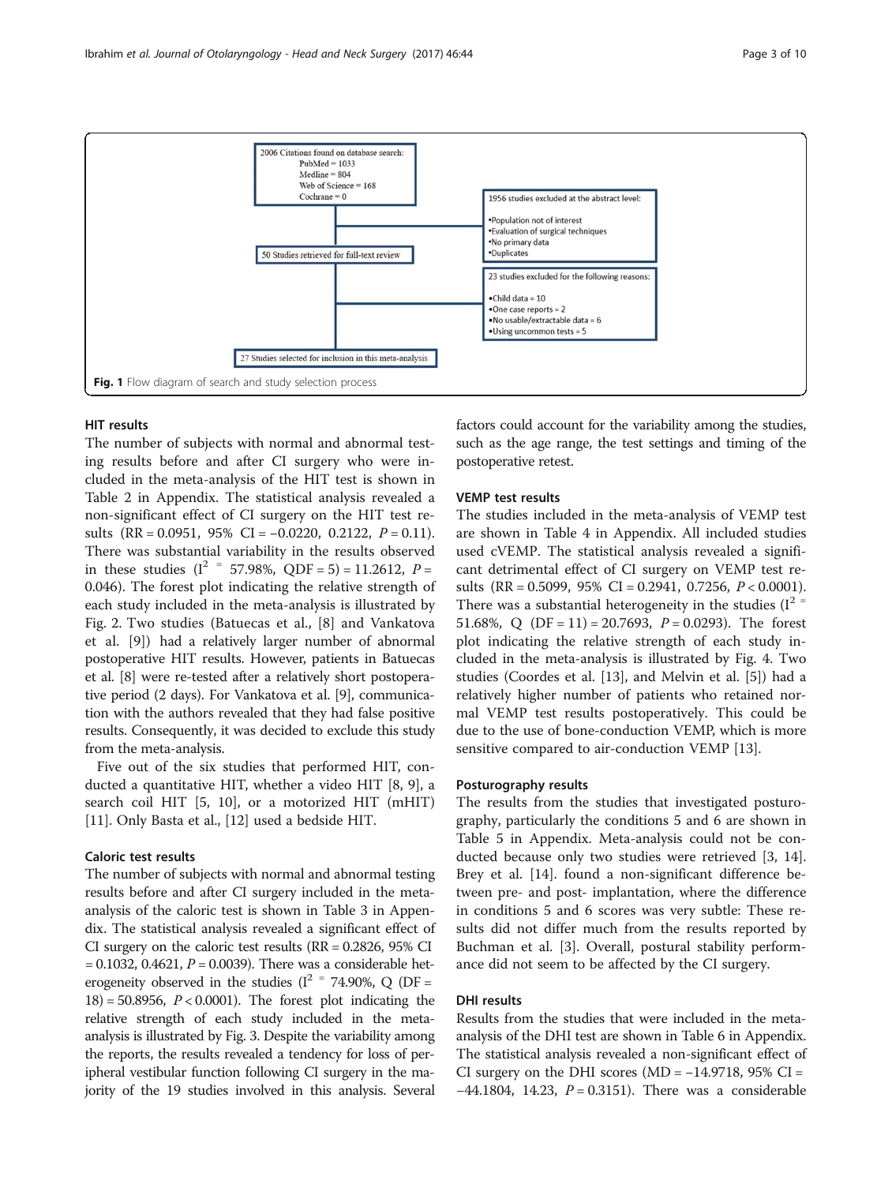2006 Citations found on database search:
PubMed = 1033
Medline = 804
Web of Science = 168
Cochrane = 0

1956 studies excluded at the abstract level:

- Population not of interest
- Evaluation of surgical techniques
- No primary data
- Duplicates

50 Studies retrieved for full-text review

23 studies excluded for the following reasons:

- Child data = 10
- One case reports = 2
- No usable/extractable data = 6
- Using uncommon tests = 5

27 Studies selected for inclusion in this meta-analysis

**Fig. 1** Flow diagram of search and study selection process

### HIT results

The number of subjects with normal and abnormal testing results before and after CI surgery who were included in the meta-analysis of the HIT test is shown in Table 2 in Appendix. The statistical analysis revealed a non-significant effect of CI surgery on the HIT test results (RR = 0.0951, 95% CI = −0.0220, 0.2122, $P = 0.11$). There was substantial variability in the results observed in these studies ($I^2 = 57.98\%$, QDF = 5) = 11.2612, $P = 0.046$). The forest plot indicating the relative strength of each study included in the meta-analysis is illustrated by Fig. 2. Two studies (Batuecas et al., [8] and Vankatova et al. [9]) had a relatively larger number of abnormal postoperative HIT results. However, patients in Batuecas et al. [8] were re-tested after a relatively short postoperative period (2 days). For Vankatova et al. [9], communication with the authors revealed that they had false positive results. Consequently, it was decided to exclude this study from the meta-analysis.

Five out of the six studies that performed HIT, conducted a quantitative HIT, whether a video HIT [8, 9], a search coil HIT [5, 10], or a motorized HIT (mHIT) [11]. Only Basta et al., [12] used a bedside HIT.

### Caloric test results

The number of subjects with normal and abnormal testing results before and after CI surgery included in the meta-analysis of the caloric test is shown in Table 3 in Appendix. The statistical analysis revealed a significant effect of CI surgery on the caloric test results (RR = 0.2826, 95% CI = 0.1032, 0.4621, $P = 0.0039$). There was a considerable heterogeneity observed in the studies ($I^2 = 74.90\%$, Q (DF = 18) = 50.8956, $P < 0.0001$). The forest plot indicating the relative strength of each study included in the meta-analysis is illustrated by Fig. 3. Despite the variability among the reports, the results revealed a tendency for loss of peripheral vestibular function following CI surgery in the majority of the 19 studies involved in this analysis. Several factors could account for the variability among the studies, such as the age range, the test settings and timing of the postoperative retest.

### VEMP test results

The studies included in the meta-analysis of VEMP test are shown in Table 4 in Appendix. All included studies used cVEMP. The statistical analysis revealed a significant detrimental effect of CI surgery on VEMP test results (RR = 0.5099, 95% CI = 0.2941, 0.7256, $P < 0.0001$). There was a substantial heterogeneity in the studies ($I^2 = 51.68\%$, Q (DF = 11) = 20.7693, $P = 0.0293$). The forest plot indicating the relative strength of each study included in the meta-analysis is illustrated by Fig. 4. Two studies (Coordes et al. [13], and Melvin et al. [5]) had a relatively higher number of patients who retained normal VEMP test results postoperatively. This could be due to the use of bone-conduction VEMP, which is more sensitive compared to air-conduction VEMP [13].

### Posturography results

The results from the studies that investigated posturography, particularly the conditions 5 and 6 are shown in Table 5 in Appendix. Meta-analysis could not be conducted because only two studies were retrieved [3, 14]. Brey et al. [14]. found a non-significant difference between pre- and post- implantation, where the difference in conditions 5 and 6 scores was very subtle: These results did not differ much from the results reported by Buchman et al. [3]. Overall, postural stability performance did not seem to be affected by the CI surgery.

### DHI results

Results from the studies that were included in the meta-analysis of the DHI test are shown in Table 6 in Appendix. The statistical analysis revealed a non-significant effect of CI surgery on the DHI scores (MD = −14.9718, 95% CI = −44.1804, 14.23, $P = 0.3151$). There was a considerable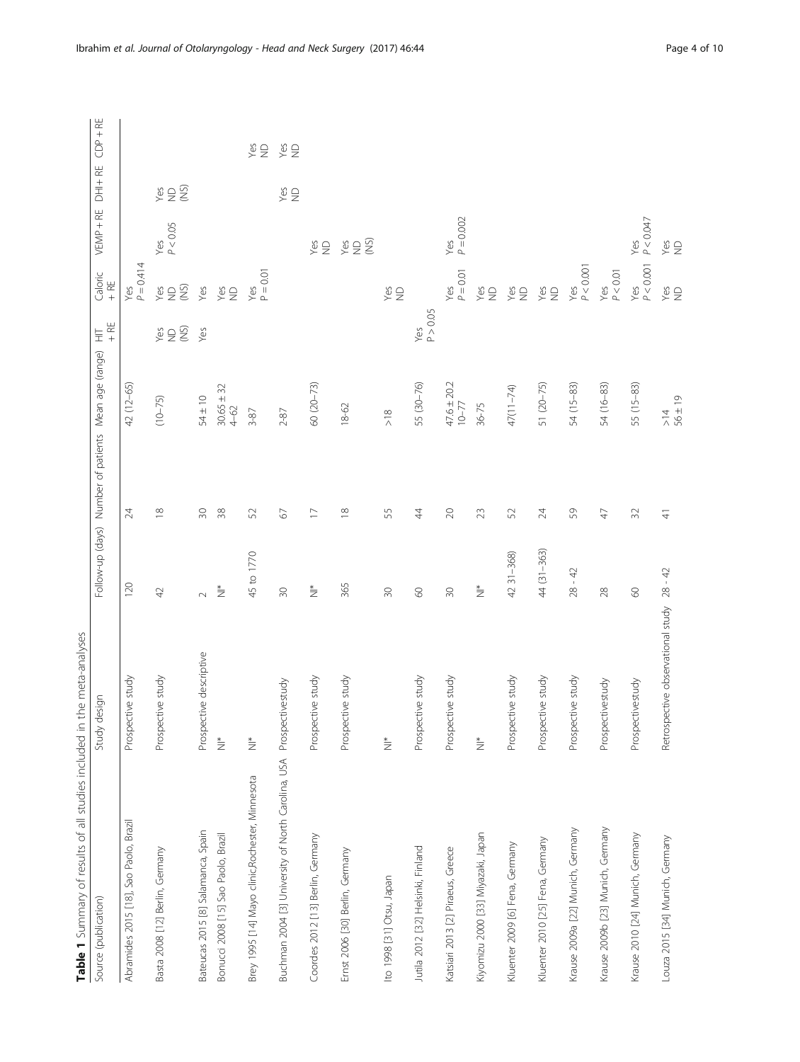**Table 1** Summary of results of all studies included in the meta-analyses

| Source (publication) | Study design | Follow-up (days) | Number of patients | Mean age (range) | HIT + RE | Caloric + RE | VEMP + RE | DHI+ RE | CDP + RE |
|---|---|---|---|---|---|---|---|---|---|
| Abramides 2015 [18], Sao Paolo, Brazil | Prospective study | 120 | 24 | 42 (12–65) | | Yes $P = 0.414$ | | | |
| Basta 2008 [12] Berlin, Germany | Prospective study | 42 | 18 | (10–75) | Yes ND (NS) | Yes ND (NS) | Yes $P < 0.05$ | Yes ND (NS) | |
| Bateucas 2015 [8] Salamanca, Spain | Prospective descriptive | 2 | 30 | 54 ± 10 | Yes | Yes | | | |
| Bonucci 2008 [15] Sao Paolo, Brazil | NI* | NI* | 38 | 30.65 ± 32 4–62 | | Yes ND | | | |
| Brey 1995 [14] Mayo clinic,Rochester, Minnesota | NI* | 45 to 1770 | 52 | 3-87 | | Yes P = 0.01 | | | Yes ND |
| Buchman 2004 [3] University of North Carolina, USA | Prospectivestudy | 30 | 67 | 2-87 | | | | Yes ND | Yes ND |
| Coordes 2012 [13] Berlin, Germany | Prospective study | NI* | 17 | 60 (20–73) | | | Yes ND | | |
| Ernst 2006 [30] Berlin, Germany | Prospective study | 365 | 18 | 18-62 | | | Yes ND (NS) | | |
| Ito 1998 [31] Otsu, Japan | NI* | 30 | 55 | >18 | | Yes ND | | | |
| Jutila 2012 [32] Helsinki, Finland | Prospective study | 60 | 44 | 55 (30–76) | Yes P > 0.05 | | | | |
| Katsiari 2013 [2] Piraeus, Greece | Prospective study | 30 | 20 | 47.6 ± 20.2 10–77 | | Yes $P = 0.01$ | Yes $P = 0.002$ | | |
| Kiyomizu 2000 [33] Miyazaki, Japan | NI* | NI* | 23 | 36-75 | | Yes ND | | | |
| Kluenter 2009 [6] Fena, Germany | Prospective study | 42 31–368) | 52 | 47(11–74) | | Yes ND | | | |
| Kluenter 2010 [25] Fena, Germany | Prospective study | 44 (31–363) | 24 | 51 (20–75) | | Yes ND | | | |
| Krause 2009a [22] Munich, Germany | Prospective study | 28 - 42 | 59 | 54 (15–83) | | Yes $P < 0.001$ | | | |
| Krause 2009b [23] Munich, Germany | Prospectivestudy | 28 | 47 | 54 (16–83) | | Yes $P < 0.01$ | | | |
| Krause 2010 [24] Munich, Germany | Prospectivestudy | 60 | 32 | 55 (15–83) | | Yes $P < 0.001$ | Yes $P < 0.047$ | | |
| Louza 2015 [34] Munich, Germany | Retrospective observational study | 28 - 42 | 41 | >14 56 ± 19 | | Yes ND | Yes ND | | |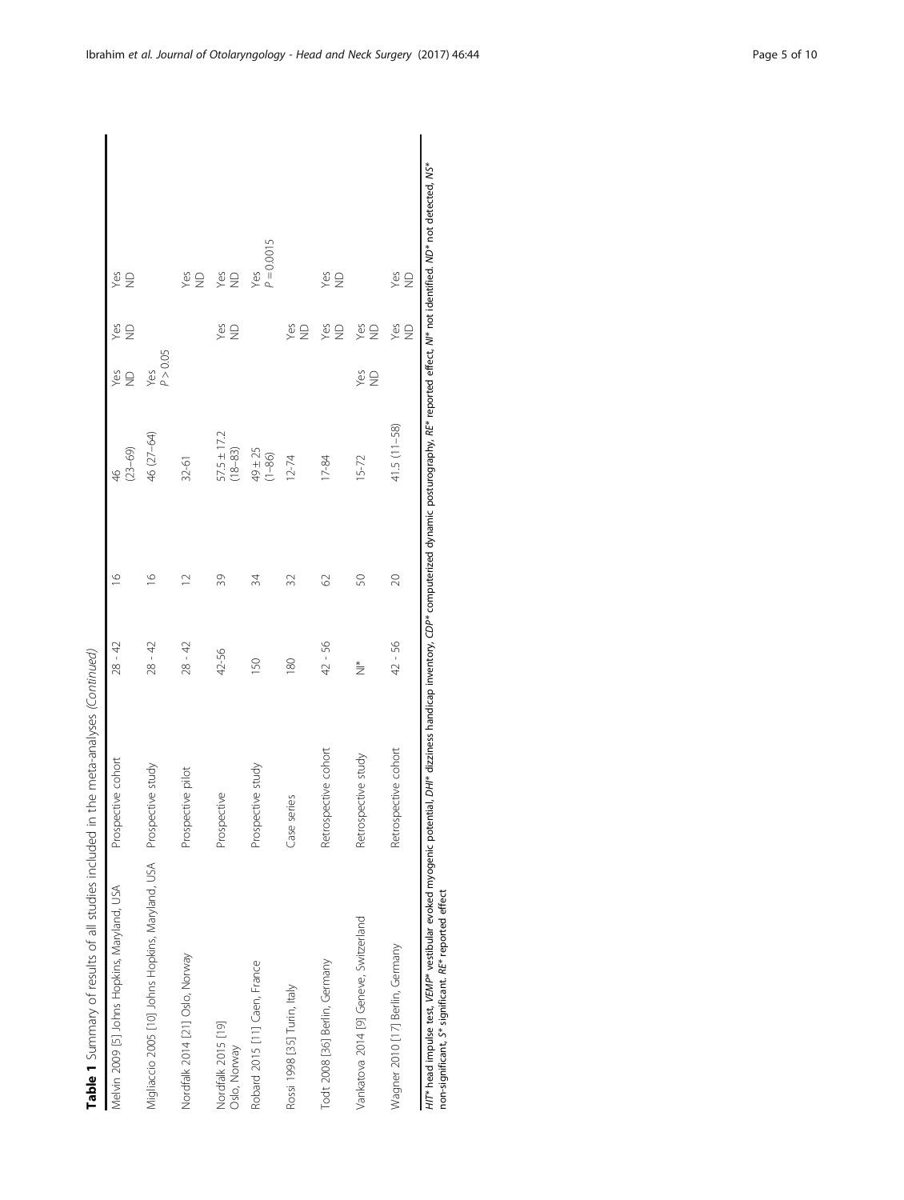**Table 1** Summary of results of all studies included in the meta-analyses *(Continued)*

| | | | | | | | |
|---|---|---|---|---|---|---|---|
| Melvin 2009 [5] Johns Hopkins, Maryland, USA | Prospective cohort | 28 - 42 | 16 | 46 (23–69) | Yes ND | Yes ND | Yes ND |
| Migliaccio 2005 [10] Johns Hopkins, Maryland, USA | Prospective study | 28 - 42 | 16 | 46 (27–64) | Yes $P > 0.05$ | | |
| Nordfalk 2014 [21] Oslo, Norway | Prospective pilot | 28 - 42 | 12 | 32-61 | | | Yes ND |
| Nordfalk 2015 [19] Oslo, Norway | Prospective | 42-56 | 39 | 57.5 ± 17.2 (18–83) | | Yes ND | Yes ND |
| Robard 2015 [11] Caen, France | Prospective study | 150 | 34 | 49 ± 25 (1–86) | | | Yes $P = 0.0015$ |
| Rossi 1998 [35] Turin, Italy | Case series | 180 | 32 | 12-74 | | Yes ND | |
| Todt 2008 [36] Berlin, Germany | Retrospective cohort | 42 - 56 | 62 | 17-84 | | Yes ND | Yes ND |
| Vankatova 2014 [9] Geneve, Switzerland | Retrospective study | NI* | 50 | 15-72 | Yes ND | Yes ND | |
| Wagner 2010 [17] Berlin, Germany | Retrospective cohort | 42 - 56 | 20 | 41.5 (11–58) | | Yes ND | Yes ND |

*HIT** head impulse test, *VEMP** vestibular evoked myogenic potential, *DHI** dizziness handicap inventory, *CDP** computerized dynamic posturography, *RE** reported effect, *NI** not identified, *ND** not detected, *NS** non-significant, *S** significant. *RE** reported effect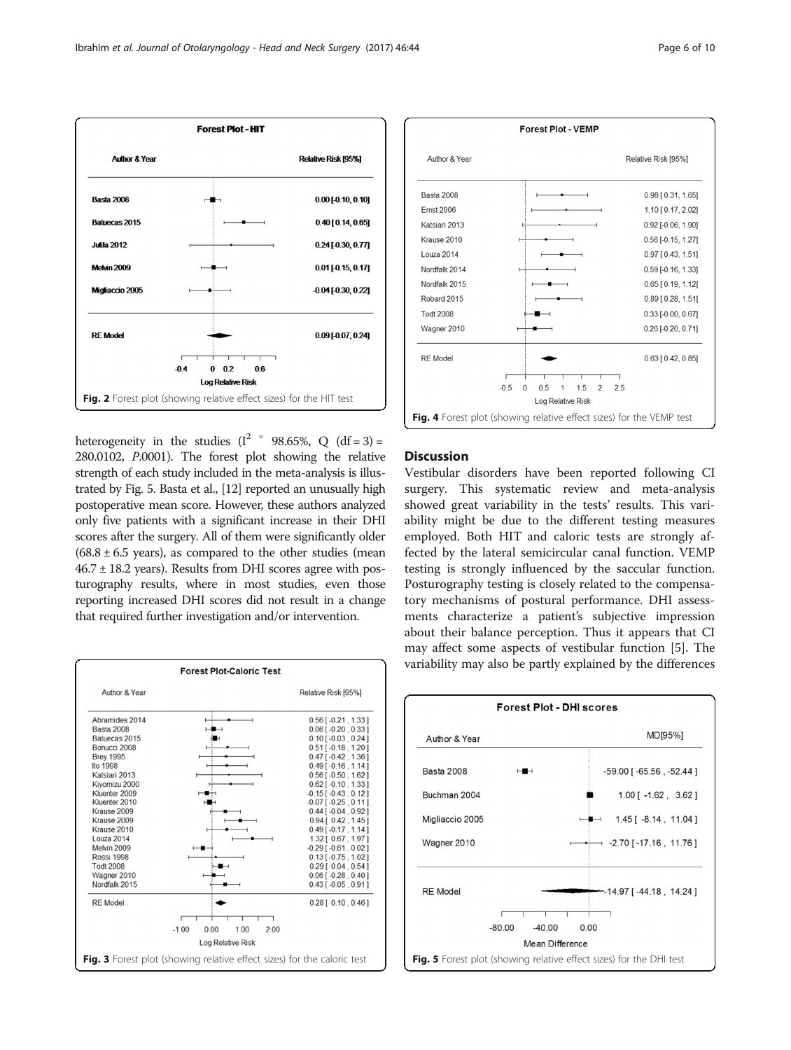Forest Plot - HIT

Author & Year

Relative Risk [95%]

Basta 2008 0.00 [-0.10, 0.10]

Batuecas 2015 0.40 [0.14, 0.65]

Jutila 2012 0.24 [-0.30, 0.77]

Melvin 2009 0.01 [-0.15, 0.17]

Migliaccio 2005 -0.04 [-0.30, 0.22]

RE Model 0.09 [-0.07, 0.24]

-0.4 0 0.2 0.6

Log Relative Risk

**Fig. 2** Forest plot (showing relative effect sizes) for the HIT test

heterogeneity in the studies ($I^2 = 98.65\%$, Q (df = 3) = 280.0102, *P*.0001). The forest plot showing the relative strength of each study included in the meta-analysis is illustrated by Fig. 5. Basta et al., [12] reported an unusually high postoperative mean score. However, these authors analyzed only five patients with a significant increase in their DHI scores after the surgery. All of them were significantly older (68.8 ± 6.5 years), as compared to the other studies (mean 46.7 ± 18.2 years). Results from DHI scores agree with posturography results, where in most studies, even those reporting increased DHI scores did not result in a change that required further investigation and/or intervention.

Forest Plot-Caloric Test

Author & Year

Relative Risk [95%]

Abramides 2014 0.56 [ -0.21 , 1.33 ]
Basta 2008 0.06 [ -0.20 , 0.33 ]
Batuecas 2015 0.10 [ -0.03 , 0.24 ]
Bonucci 2008 0.51 [ -0.18 , 1.20 ]
Brey 1995 0.47 [ -0.42 , 1.36 ]
Ito 1998 0.49 [ -0.16 , 1.14 ]
Katsiari 2013 0.56 [ -0.50 , 1.62 ]
Kiyomizu 2000 0.62 [ -0.10 , 1.33 ]
Kluenter 2009 -0.15 [ -0.43 , 0.12 ]
Kluenter 2010 -0.07 [ -0.25 , 0.11 ]
Krause 2009 0.44 [ -0.04 , 0.92 ]
Krause 2009 0.94 [ 0.42 , 1.45 ]
Krause 2010 0.49 [ -0.17 , 1.14 ]
Louza 2014 1.32 [ 0.67 , 1.97 ]
Melvin 2009 -0.29 [ -0.61 , 0.02 ]
Rossi 1998 0.13 [ -0.75 , 1.02 ]
Todt 2008 0.29 [ 0.04 , 0.54 ]
Wagner 2010 0.06 [ -0.28 , 0.40 ]
Nordfalk 2015 0.43 [ -0.05 , 0.91 ]

RE Model 0.28 [ 0.10 , 0.46 ]

-1.00 0.00 1.00 2.00

Log Relative Risk

**Fig. 3** Forest plot (showing relative effect sizes) for the caloric test

Forest Plot - VEMP

Author & Year

Relative Risk [95%]

Basta 2008 0.98 [ 0.31, 1.65]
Ernst 2006 1.10 [ 0.17, 2.02]
Katsiari 2013 0.92 [-0.06, 1.90]
Krause 2010 0.56 [-0.15, 1.27]
Louza 2014 0.97 [ 0.43, 1.51]
Nordfalk 2014 0.59 [-0.16, 1.33]
Nordfalk 2015 0.65 [ 0.19, 1.12]
Robard 2015 0.89 [ 0.28, 1.51]
Todt 2008 0.33 [-0.00, 0.67]
Wagner 2010 0.26 [-0.20, 0.71]

RE Model 0.63 [ 0.42, 0.85]

-0.5 0 0.5 1 1.5 2 2.5

Log Relative Risk

**Fig. 4** Forest plot (showing relative effect sizes) for the VEMP test

## Discussion

Vestibular disorders have been reported following CI surgery. This systematic review and meta-analysis showed great variability in the tests' results. This variability might be due to the different testing measures employed. Both HIT and caloric tests are strongly affected by the lateral semicircular canal function. VEMP testing is strongly influenced by the saccular function. Posturography testing is closely related to the compensatory mechanisms of postural performance. DHI assessments characterize a patient's subjective impression about their balance perception. Thus it appears that CI may affect some aspects of vestibular function [5]. The variability may also be partly explained by the differences

Forest Plot - DHI scores

Author & Year

MD[95%]

Basta 2008 -59.00 [ -65.56 , -52.44 ]

Buchman 2004 1.00 [ -1.62 , 3.62 ]

Migliaccio 2005 1.45 [ -8.14 , 11.04 ]

Wagner 2010 -2.70 [ -17.16 , 11.76 ]

RE Model -14.97 [ -44.18 , 14.24 ]

-80.00 -40.00 0.00

Mean Difference

**Fig. 5** Forest plot (showing relative effect sizes) for the DHI test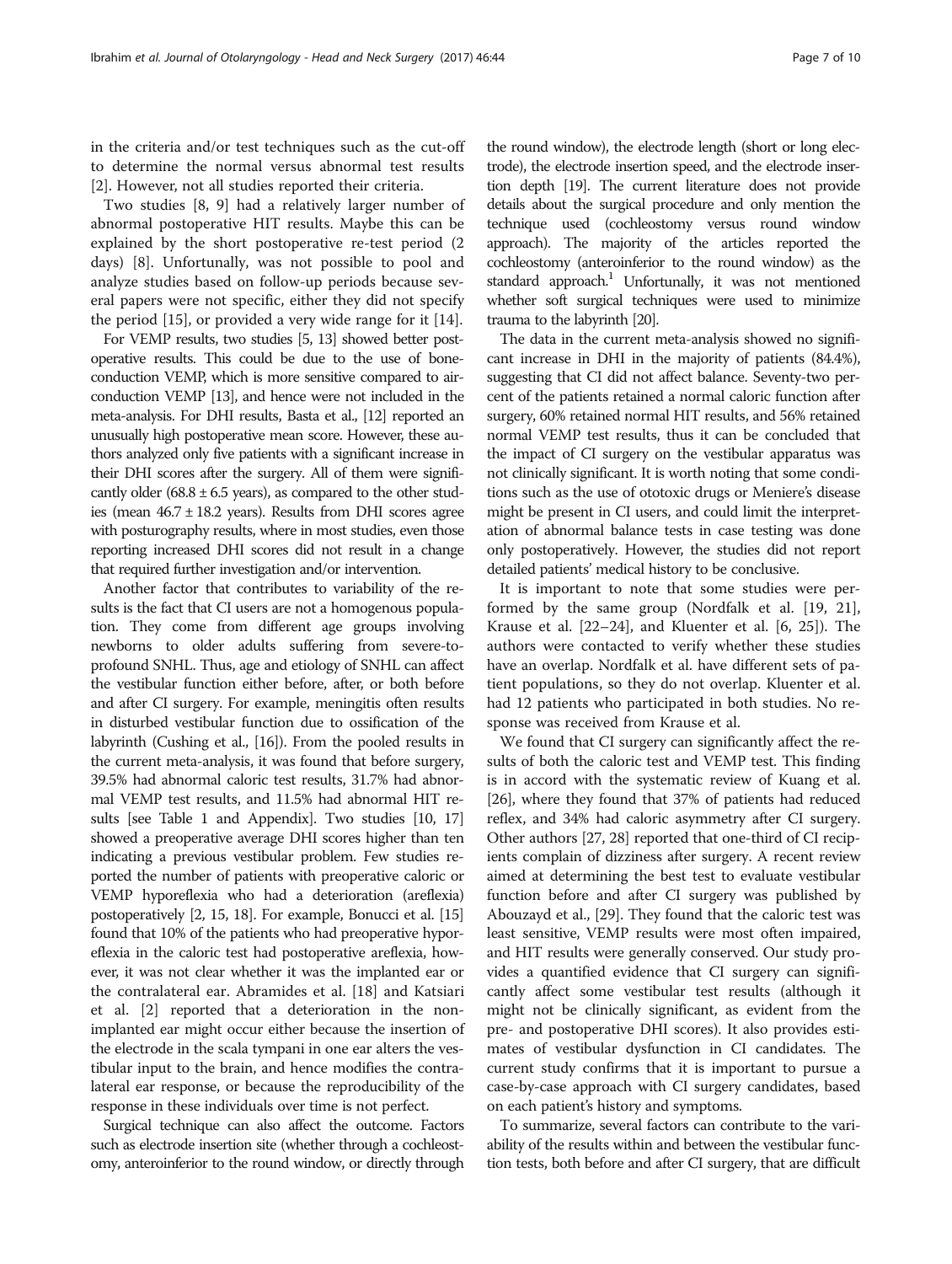in the criteria and/or test techniques such as the cut-off to determine the normal versus abnormal test results [2]. However, not all studies reported their criteria.

Two studies [8, 9] had a relatively larger number of abnormal postoperative HIT results. Maybe this can be explained by the short postoperative re-test period (2 days) [8]. Unfortunately, was not possible to pool and analyze studies based on follow-up periods because several papers were not specific, either they did not specify the period [15], or provided a very wide range for it [14].

For VEMP results, two studies [5, 13] showed better postoperative results. This could be due to the use of bone-conduction VEMP, which is more sensitive compared to air-conduction VEMP [13], and hence were not included in the meta-analysis. For DHI results, Basta et al., [12] reported an unusually high postoperative mean score. However, these authors analyzed only five patients with a significant increase in their DHI scores after the surgery. All of them were significantly older ($68.8 \pm 6.5$ years), as compared to the other studies (mean $46.7 \pm 18.2$ years). Results from DHI scores agree with posturography results, where in most studies, even those reporting increased DHI scores did not result in a change that required further investigation and/or intervention.

Another factor that contributes to variability of the results is the fact that CI users are not a homogenous population. They come from different age groups involving newborns to older adults suffering from severe-to-profound SNHL. Thus, age and etiology of SNHL can affect the vestibular function either before, after, or both before and after CI surgery. For example, meningitis often results in disturbed vestibular function due to ossification of the labyrinth (Cushing et al., [16]). From the pooled results in the current meta-analysis, it was found that before surgery, 39.5% had abnormal caloric test results, 31.7% had abnormal VEMP test results, and 11.5% had abnormal HIT results [see Table 1 and Appendix]. Two studies [10, 17] showed a preoperative average DHI scores higher than ten indicating a previous vestibular problem. Few studies reported the number of patients with preoperative caloric or VEMP hyporeflexia who had a deterioration (areflexia) postoperatively [2, 15, 18]. For example, Bonucci et al. [15] found that 10% of the patients who had preoperative hyporeflexia in the caloric test had postoperative areflexia, however, it was not clear whether it was the implanted ear or the contralateral ear. Abramides et al. [18] and Katsiari et al. [2] reported that a deterioration in the non-implanted ear might occur either because the insertion of the electrode in the scala tympani in one ear alters the vestibular input to the brain, and hence modifies the contralateral ear response, or because the reproducibility of the response in these individuals over time is not perfect.

Surgical technique can also affect the outcome. Factors such as electrode insertion site (whether through a cochleostomy, anteroinferior to the round window, or directly through the round window), the electrode length (short or long electrode), the electrode insertion speed, and the electrode insertion depth [19]. The current literature does not provide details about the surgical procedure and only mention the technique used (cochleostomy versus round window approach). The majority of the articles reported the cochleostomy (anteroinferior to the round window) as the standard approach.[1] Unfortunately, it was not mentioned whether soft surgical techniques were used to minimize trauma to the labyrinth [20].

The data in the current meta-analysis showed no significant increase in DHI in the majority of patients (84.4%), suggesting that CI did not affect balance. Seventy-two percent of the patients retained a normal caloric function after surgery, 60% retained normal HIT results, and 56% retained normal VEMP test results, thus it can be concluded that the impact of CI surgery on the vestibular apparatus was not clinically significant. It is worth noting that some conditions such as the use of ototoxic drugs or Meniere's disease might be present in CI users, and could limit the interpretation of abnormal balance tests in case testing was done only postoperatively. However, the studies did not report detailed patients' medical history to be conclusive.

It is important to note that some studies were performed by the same group (Nordfalk et al. [19, 21], Krause et al. [22–24], and Kluenter et al. [6, 25]). The authors were contacted to verify whether these studies have an overlap. Nordfalk et al. have different sets of patient populations, so they do not overlap. Kluenter et al. had 12 patients who participated in both studies. No response was received from Krause et al.

We found that CI surgery can significantly affect the results of both the caloric test and VEMP test. This finding is in accord with the systematic review of Kuang et al. [26], where they found that 37% of patients had reduced reflex, and 34% had caloric asymmetry after CI surgery. Other authors [27, 28] reported that one-third of CI recipients complain of dizziness after surgery. A recent review aimed at determining the best test to evaluate vestibular function before and after CI surgery was published by Abouzayd et al., [29]. They found that the caloric test was least sensitive, VEMP results were most often impaired, and HIT results were generally conserved. Our study provides a quantified evidence that CI surgery can significantly affect some vestibular test results (although it might not be clinically significant, as evident from the pre- and postoperative DHI scores). It also provides estimates of vestibular dysfunction in CI candidates. The current study confirms that it is important to pursue a case-by-case approach with CI surgery candidates, based on each patient's history and symptoms.

To summarize, several factors can contribute to the variability of the results within and between the vestibular function tests, both before and after CI surgery, that are difficult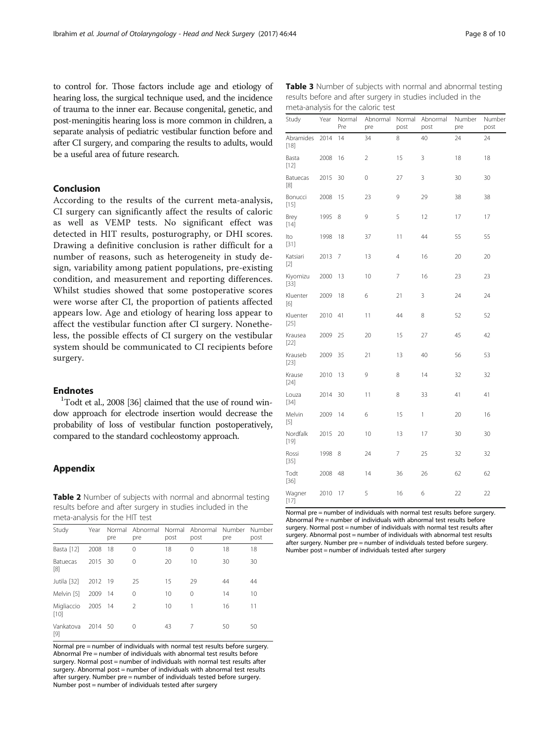to control for. Those factors include age and etiology of hearing loss, the surgical technique used, and the incidence of trauma to the inner ear. Because congenital, genetic, and post-meningitis hearing loss is more common in children, a separate analysis of pediatric vestibular function before and after CI surgery, and comparing the results to adults, would be a useful area of future research.

## Conclusion

According to the results of the current meta-analysis, CI surgery can significantly affect the results of caloric as well as VEMP tests. No significant effect was detected in HIT results, posturography, or DHI scores. Drawing a definitive conclusion is rather difficult for a number of reasons, such as heterogeneity in study design, variability among patient populations, pre-existing condition, and measurement and reporting differences. Whilst studies showed that some postoperative scores were worse after CI, the proportion of patients affected appears low. Age and etiology of hearing loss appear to affect the vestibular function after CI surgery. Nonetheless, the possible effects of CI surgery on the vestibular system should be communicated to CI recipients before surgery.

## Endnotes

[1]Todt et al., 2008 [36] claimed that the use of round window approach for electrode insertion would decrease the probability of loss of vestibular function postoperatively, compared to the standard cochleostomy approach.

## Appendix

**Table 2** Number of subjects with normal and abnormal testing results before and after surgery in studies included in the meta-analysis for the HIT test

| Study | Year | Normal pre | Abnormal pre | Normal post | Abnormal post | Number pre | Number post |
|---|---|---|---|---|---|---|---|
| Basta [12] | 2008 | 18 | 0 | 18 | 0 | 18 | 18 |
| Batuecas [8] | 2015 | 30 | 0 | 20 | 10 | 30 | 30 |
| Jutila [32] | 2012 | 19 | 25 | 15 | 29 | 44 | 44 |
| Melvin [5] | 2009 | 14 | 0 | 10 | 0 | 14 | 10 |
| Migliaccio [10] | 2005 | 14 | 2 | 10 | 1 | 16 | 11 |
| Vankatova [9] | 2014 | 50 | 0 | 43 | 7 | 50 | 50 |

Normal pre = number of individuals with normal test results before surgery. Abnormal Pre = number of individuals with abnormal test results before surgery. Normal post = number of individuals with normal test results after surgery. Abnormal post = number of individuals with abnormal test results after surgery. Number pre = number of individuals tested before surgery. Number post = number of individuals tested after surgery

**Table 3** Number of subjects with normal and abnormal testing results before and after surgery in studies included in the meta-analysis for the caloric test

| Study | Year | Normal Pre | Abnormal pre | Normal post | Abnormal post | Number pre | Number post |
|---|---|---|---|---|---|---|---|
| Abramides [18] | 2014 | 14 | 34 | 8 | 40 | 24 | 24 |
| Basta [12] | 2008 | 16 | 2 | 15 | 3 | 18 | 18 |
| Batuecas [8] | 2015 | 30 | 0 | 27 | 3 | 30 | 30 |
| Bonucci [15] | 2008 | 15 | 23 | 9 | 29 | 38 | 38 |
| Brey [14] | 1995 | 8 | 9 | 5 | 12 | 17 | 17 |
| Ito [31] | 1998 | 18 | 37 | 11 | 44 | 55 | 55 |
| Katsiari [2] | 2013 | 7 | 13 | 4 | 16 | 20 | 20 |
| Kiyomizu [33] | 2000 | 13 | 10 | 7 | 16 | 23 | 23 |
| Kluenter [6] | 2009 | 18 | 6 | 21 | 3 | 24 | 24 |
| Kluenter [25] | 2010 | 41 | 11 | 44 | 8 | 52 | 52 |
| Krausea [22] | 2009 | 25 | 20 | 15 | 27 | 45 | 42 |
| Krauseb [23] | 2009 | 35 | 21 | 13 | 40 | 56 | 53 |
| Krause [24] | 2010 | 13 | 9 | 8 | 14 | 32 | 32 |
| Louza [34] | 2014 | 30 | 11 | 8 | 33 | 41 | 41 |
| Melvin [5] | 2009 | 14 | 6 | 15 | 1 | 20 | 16 |
| Nordfalk [19] | 2015 | 20 | 10 | 13 | 17 | 30 | 30 |
| Rossi [35] | 1998 | 8 | 24 | 7 | 25 | 32 | 32 |
| Todt [36] | 2008 | 48 | 14 | 36 | 26 | 62 | 62 |
| Wagner [17] | 2010 | 17 | 5 | 16 | 6 | 22 | 22 |

Normal pre = number of individuals with normal test results before surgery. Abnormal Pre = number of individuals with abnormal test results before surgery. Normal post = number of individuals with normal test results after surgery. Abnormal post = number of individuals with abnormal test results after surgery. Number pre = number of individuals tested before surgery. Number post = number of individuals tested after surgery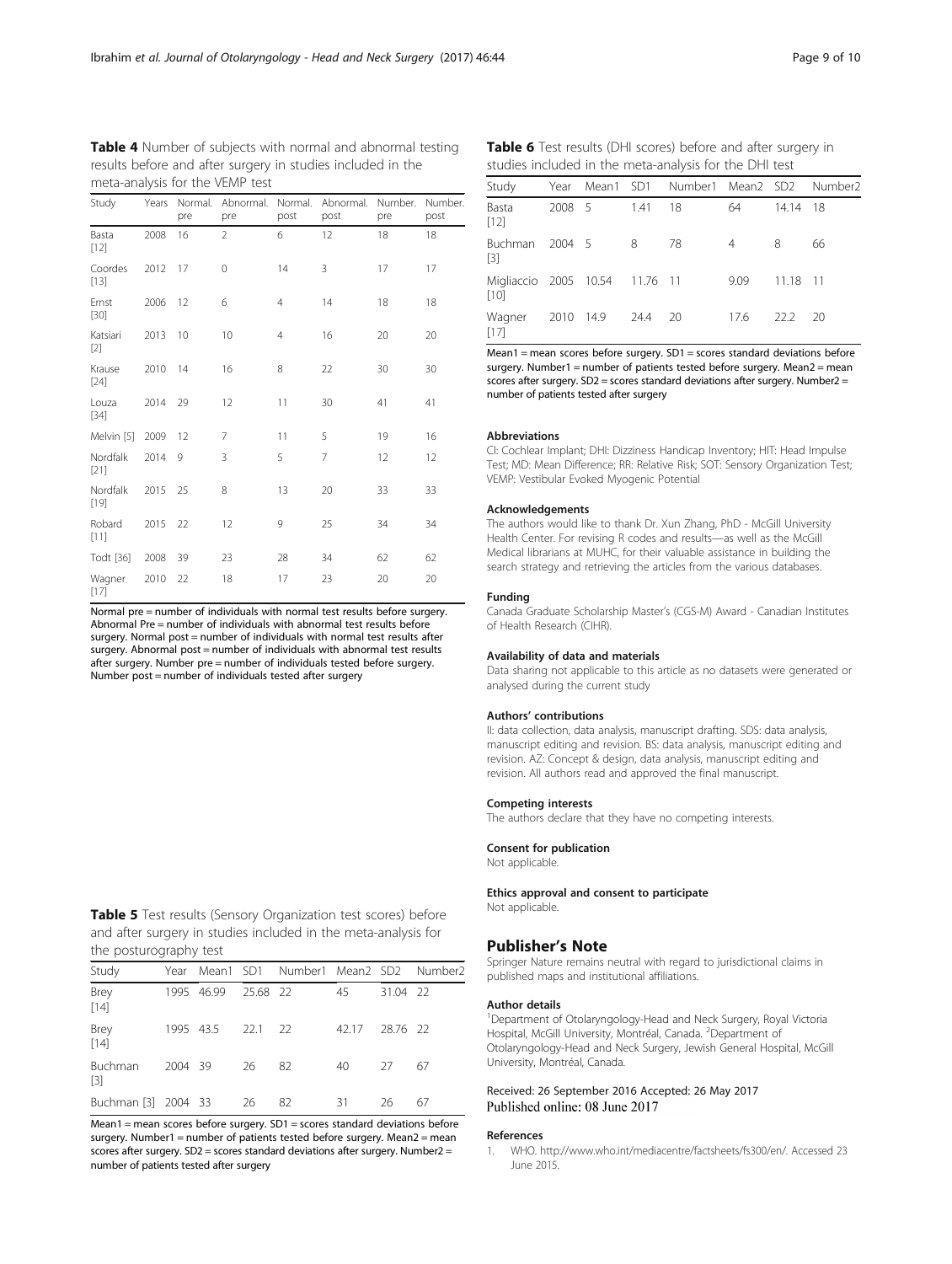**Table 4** Number of subjects with normal and abnormal testing results before and after surgery in studies included in the meta-analysis for the VEMP test

| Study | Years | Normal. pre | Abnormal. pre | Normal. post | Abnormal. post | Number. pre | Number. post |
|---|---|---|---|---|---|---|---|
| Basta [12] | 2008 | 16 | 2 | 6 | 12 | 18 | 18 |
| Coordes [13] | 2012 | 17 | 0 | 14 | 3 | 17 | 17 |
| Ernst [30] | 2006 | 12 | 6 | 4 | 14 | 18 | 18 |
| Katsiari [2] | 2013 | 10 | 10 | 4 | 16 | 20 | 20 |
| Krause [24] | 2010 | 14 | 16 | 8 | 22 | 30 | 30 |
| Louza [34] | 2014 | 29 | 12 | 11 | 30 | 41 | 41 |
| Melvin [5] | 2009 | 12 | 7 | 11 | 5 | 19 | 16 |
| Nordfalk [21] | 2014 | 9 | 3 | 5 | 7 | 12 | 12 |
| Nordfalk [19] | 2015 | 25 | 8 | 13 | 20 | 33 | 33 |
| Robard [11] | 2015 | 22 | 12 | 9 | 25 | 34 | 34 |
| Todt [36] | 2008 | 39 | 23 | 28 | 34 | 62 | 62 |
| Wagner [17] | 2010 | 22 | 18 | 17 | 23 | 20 | 20 |

Normal pre = number of individuals with normal test results before surgery. Abnormal Pre = number of individuals with abnormal test results before surgery. Normal post = number of individuals with normal test results after surgery. Abnormal post = number of individuals with abnormal test results after surgery. Number pre = number of individuals tested before surgery. Number post = number of individuals tested after surgery

**Table 5** Test results (Sensory Organization test scores) before and after surgery in studies included in the meta-analysis for the posturography test

| Study | Year | Mean1 | SD1 | Number1 | Mean2 | SD2 | Number2 |
|---|---|---|---|---|---|---|---|
| Brey [14] | 1995 | 46.99 | 25.68 | 22 | 45 | 31.04 | 22 |
| Brey [14] | 1995 | 43.5 | 22.1 | 22 | 42.17 | 28.76 | 22 |
| Buchman [3] | 2004 | 39 | 26 | 82 | 40 | 27 | 67 |
| Buchman [3] | 2004 | 33 | 26 | 82 | 31 | 26 | 67 |

Mean1 = mean scores before surgery. SD1 = scores standard deviations before surgery. Number1 = number of patients tested before surgery. Mean2 = mean scores after surgery. SD2 = scores standard deviations after surgery. Number2 = number of patients tested after surgery

**Table 6** Test results (DHI scores) before and after surgery in studies included in the meta-analysis for the DHI test

| Study | Year | Mean1 | SD1 | Number1 | Mean2 | SD2 | Number2 |
|---|---|---|---|---|---|---|---|
| Basta [12] | 2008 | 5 | 1.41 | 18 | 64 | 14.14 | 18 |
| Buchman [3] | 2004 | 5 | 8 | 78 | 4 | 8 | 66 |
| Migliaccio [10] | 2005 | 10.54 | 11.76 | 11 | 9.09 | 11.18 | 11 |
| Wagner [17] | 2010 | 14.9 | 24.4 | 20 | 17.6 | 22.2 | 20 |

Mean1 = mean scores before surgery. SD1 = scores standard deviations before surgery. Number1 = number of patients tested before surgery. Mean2 = mean scores after surgery. SD2 = scores standard deviations after surgery. Number2 = number of patients tested after surgery

#### Abbreviations

CI: Cochlear Implant; DHI: Dizziness Handicap Inventory; HIT: Head Impulse Test; MD: Mean Difference; RR: Relative Risk; SOT: Sensory Organization Test; VEMP: Vestibular Evoked Myogenic Potential

#### Acknowledgements

The authors would like to thank Dr. Xun Zhang, PhD - McGill University Health Center. For revising R codes and results—as well as the McGill Medical librarians at MUHC, for their valuable assistance in building the search strategy and retrieving the articles from the various databases.

#### Funding

Canada Graduate Scholarship Master's (CGS-M) Award - Canadian Institutes of Health Research (CIHR).

#### Availability of data and materials

Data sharing not applicable to this article as no datasets were generated or analysed during the current study

#### Authors' contributions

II: data collection, data analysis, manuscript drafting. SDS: data analysis, manuscript editing and revision. BS: data analysis, manuscript editing and revision. AZ: Concept & design, data analysis, manuscript editing and revision. All authors read and approved the final manuscript.

#### Competing interests

The authors declare that they have no competing interests.

#### Consent for publication

Not applicable.

#### Ethics approval and consent to participate

Not applicable.

## Publisher's Note

Springer Nature remains neutral with regard to jurisdictional claims in published maps and institutional affiliations.

#### Author details

[1]Department of Otolaryngology-Head and Neck Surgery, Royal Victoria Hospital, McGill University, Montréal, Canada. [2]Department of Otolaryngology-Head and Neck Surgery, Jewish General Hospital, McGill University, Montréal, Canada.

Received: 26 September 2016 Accepted: 26 May 2017
Published online: 08 June 2017

#### References

1. WHO. http://www.who.int/mediacentre/factsheets/fs300/en/. Accessed 23 June 2015.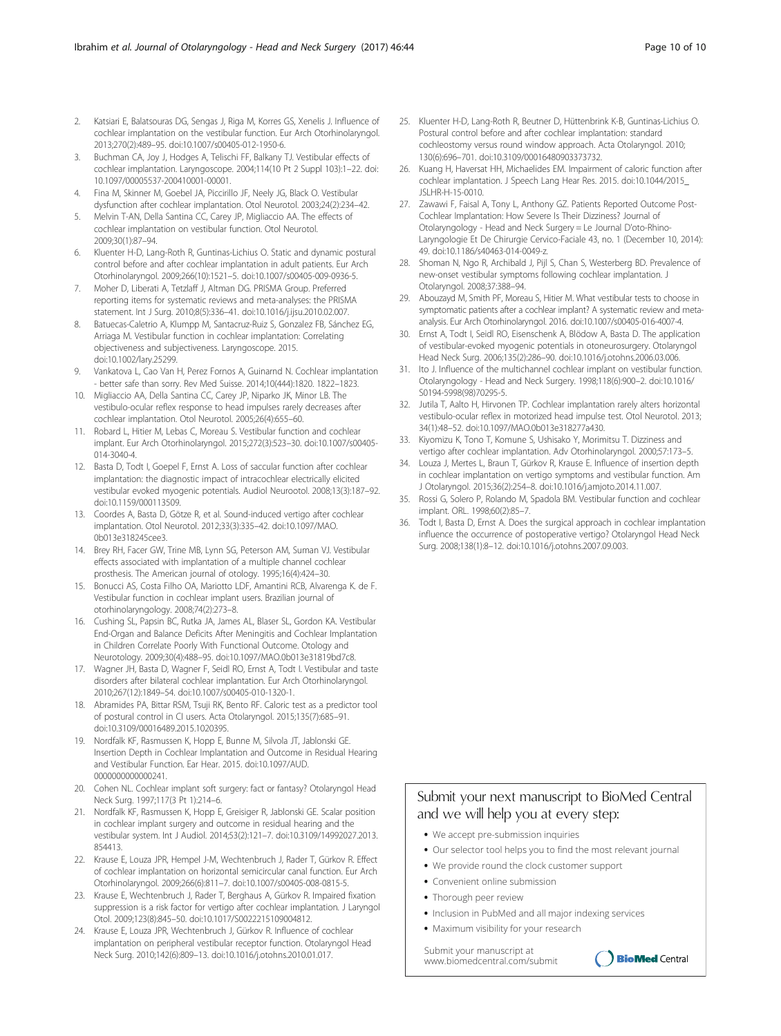2. Katsiari E, Balatsouras DG, Sengas J, Riga M, Korres GS, Xenelis J. Influence of cochlear implantation on the vestibular function. Eur Arch Otorhinolaryngol. 2013;270(2):489–95. doi:10.1007/s00405-012-1950-6.
3. Buchman CA, Joy J, Hodges A, Telischi FF, Balkany TJ. Vestibular effects of cochlear implantation. Laryngoscope. 2004;114(10 Pt 2 Suppl 103):1–22. doi: 10.1097/00005537-200410001-00001.
4. Fina M, Skinner M, Goebel JA, Piccirillo JF, Neely JG, Black O. Vestibular dysfunction after cochlear implantation. Otol Neurotol. 2003;24(2):234–42.
5. Melvin T-AN, Della Santina CC, Carey JP, Migliaccio AA. The effects of cochlear implantation on vestibular function. Otol Neurotol. 2009;30(1):87–94.
6. Kluenter H-D, Lang-Roth R, Guntinas-Lichius O. Static and dynamic postural control before and after cochlear implantation in adult patients. Eur Arch Otorhinolaryngol. 2009;266(10):1521–5. doi:10.1007/s00405-009-0936-5.
7. Moher D, Liberati A, Tetzlaff J, Altman DG. PRISMA Group. Preferred reporting items for systematic reviews and meta-analyses: the PRISMA statement. Int J Surg. 2010;8(5):336–41. doi:10.1016/j.ijsu.2010.02.007.
8. Batuecas-Caletrio A, Klumpp M, Santacruz-Ruiz S, Gonzalez FB, Sánchez EG, Arriaga M. Vestibular function in cochlear implantation: Correlating objectiveness and subjectiveness. Laryngoscope. 2015. doi:10.1002/lary.25299.
9. Vankatova L, Cao Van H, Perez Fornos A, Guinarnd N. Cochlear implantation - better safe than sorry. Rev Med Suisse. 2014;10(444):1820. 1822–1823.
10. Migliaccio AA, Della Santina CC, Carey JP, Niparko JK, Minor LB. The vestibulo-ocular reflex response to head impulses rarely decreases after cochlear implantation. Otol Neurotol. 2005;26(4):655–60.
11. Robard L, Hitier M, Lebas C, Moreau S. Vestibular function and cochlear implant. Eur Arch Otorhinolaryngol. 2015;272(3):523–30. doi:10.1007/s00405-014-3040-4.
12. Basta D, Todt I, Goepel F, Ernst A. Loss of saccular function after cochlear implantation: the diagnostic impact of intracochlear electrically elicited vestibular evoked myogenic potentials. Audiol Neurootol. 2008;13(3):187–92. doi:10.1159/000113509.
13. Coordes A, Basta D, Götze R, et al. Sound-induced vertigo after cochlear implantation. Otol Neurotol. 2012;33(3):335–42. doi:10.1097/MAO.0b013e318245cee3.
14. Brey RH, Facer GW, Trine MB, Lynn SG, Peterson AM, Suman VJ. Vestibular effects associated with implantation of a multiple channel cochlear prosthesis. The American journal of otology. 1995;16(4):424–30.
15. Bonucci AS, Costa Filho OA, Mariotto LDF, Amantini RCB, Alvarenga K. de F. Vestibular function in cochlear implant users. Brazilian journal of otorhinolaryngology. 2008;74(2):273–8.
16. Cushing SL, Papsin BC, Rutka JA, James AL, Blaser SL, Gordon KA. Vestibular End-Organ and Balance Deficits After Meningitis and Cochlear Implantation in Children Correlate Poorly With Functional Outcome. Otology and Neurotology. 2009;30(4):488–95. doi:10.1097/MAO.0b013e31819bd7c8.
17. Wagner JH, Basta D, Wagner F, Seidl RO, Ernst A, Todt I. Vestibular and taste disorders after bilateral cochlear implantation. Eur Arch Otorhinolaryngol. 2010;267(12):1849–54. doi:10.1007/s00405-010-1320-1.
18. Abramides PA, Bittar RSM, Tsuji RK, Bento RF. Caloric test as a predictor tool of postural control in CI users. Acta Otolaryngol. 2015;135(7):685–91. doi:10.3109/00016489.2015.1020395.
19. Nordfalk KF, Rasmussen K, Hopp E, Bunne M, Silvola JT, Jablonski GE. Insertion Depth in Cochlear Implantation and Outcome in Residual Hearing and Vestibular Function. Ear Hear. 2015. doi:10.1097/AUD.0000000000000241.
20. Cohen NL. Cochlear implant soft surgery: fact or fantasy? Otolaryngol Head Neck Surg. 1997;117(3 Pt 1):214–6.
21. Nordfalk KF, Rasmussen K, Hopp E, Greisiger R, Jablonski GE. Scalar position in cochlear implant surgery and outcome in residual hearing and the vestibular system. Int J Audiol. 2014;53(2):121–7. doi:10.3109/14992027.2013.854413.
22. Krause E, Louza JPR, Hempel J-M, Wechtenbruch J, Rader T, Gürkov R. Effect of cochlear implantation on horizontal semicircular canal function. Eur Arch Otorhinolaryngol. 2009;266(6):811–7. doi:10.1007/s00405-008-0815-5.
23. Krause E, Wechtenbruch J, Rader T, Berghaus A, Gürkov R. Impaired fixation suppression is a risk factor for vertigo after cochlear implantation. J Laryngol Otol. 2009;123(8):845–50. doi:10.1017/S0022215109004812.
24. Krause E, Louza JPR, Wechtenbruch J, Gürkov R. Influence of cochlear implantation on peripheral vestibular receptor function. Otolaryngol Head Neck Surg. 2010;142(6):809–13. doi:10.1016/j.otohns.2010.01.017.
25. Kluenter H-D, Lang-Roth R, Beutner D, Hüttenbrink K-B, Guntinas-Lichius O. Postural control before and after cochlear implantation: standard cochleostomy versus round window approach. Acta Otolaryngol. 2010; 130(6):696–701. doi:10.3109/00016480903373732.
26. Kuang H, Haversat HH, Michaelides EM. Impairment of caloric function after cochlear implantation. J Speech Lang Hear Res. 2015. doi:10.1044/2015_JSLHR-H-15-0010.
27. Zawawi F, Faisal A, Tony L, Anthony GZ. Patients Reported Outcome Post-Cochlear Implantation: How Severe Is Their Dizziness? Journal of Otolaryngology - Head and Neck Surgery = Le Journal D'oto-Rhino-Laryngologie Et De Chirurgie Cervico-Faciale 43, no. 1 (December 10, 2014): 49. doi:10.1186/s40463-014-0049-z.
28. Shoman N, Ngo R, Archibald J, Pijl S, Chan S, Westerberg BD. Prevalence of new-onset vestibular symptoms following cochlear implantation. J Otolaryngol. 2008;37:388–94.
29. Abouzayd M, Smith PF, Moreau S, Hitier M. What vestibular tests to choose in symptomatic patients after a cochlear implant? A systematic review and meta-analysis. Eur Arch Otorhinolaryngol. 2016. doi:10.1007/s00405-016-4007-4.
30. Ernst A, Todt I, Seidl RO, Eisenschenk A, Blödow A, Basta D. The application of vestibular-evoked myogenic potentials in otoneurosurgery. Otolaryngol Head Neck Surg. 2006;135(2):286–90. doi:10.1016/j.otohns.2006.03.006.
31. Ito J. Influence of the multichannel cochlear implant on vestibular function. Otolaryngology - Head and Neck Surgery. 1998;118(6):900–2. doi:10.1016/S0194-5998(98)70295-5.
32. Jutila T, Aalto H, Hirvonen TP. Cochlear implantation rarely alters horizontal vestibulo-ocular reflex in motorized head impulse test. Otol Neurotol. 2013; 34(1):48–52. doi:10.1097/MAO.0b013e318277a430.
33. Kiyomizu K, Tono T, Komune S, Ushisako Y, Morimitsu T. Dizziness and vertigo after cochlear implantation. Adv Otorhinolaryngol. 2000;57:173–5.
34. Louza J, Mertes L, Braun T, Gürkov R, Krause E. Influence of insertion depth in cochlear implantation on vertigo symptoms and vestibular function. Am J Otolaryngol. 2015;36(2):254–8. doi:10.1016/j.amjoto.2014.11.007.
35. Rossi G, Solero P, Rolando M, Spadola BM. Vestibular function and cochlear implant. ORL. 1998;60(2):85–7.
36. Todt I, Basta D, Ernst A. Does the surgical approach in cochlear implantation influence the occurrence of postoperative vertigo? Otolaryngol Head Neck Surg. 2008;138(1):8–12. doi:10.1016/j.otohns.2007.09.003.

Submit your next manuscript to BioMed Central and we will help you at every step:

- We accept pre-submission inquiries
- Our selector tool helps you to find the most relevant journal
- We provide round the clock customer support
- Convenient online submission
- Thorough peer review
- Inclusion in PubMed and all major indexing services
- Maximum visibility for your research

Submit your manuscript at
www.biomedcentral.com/submit

BioMed Central